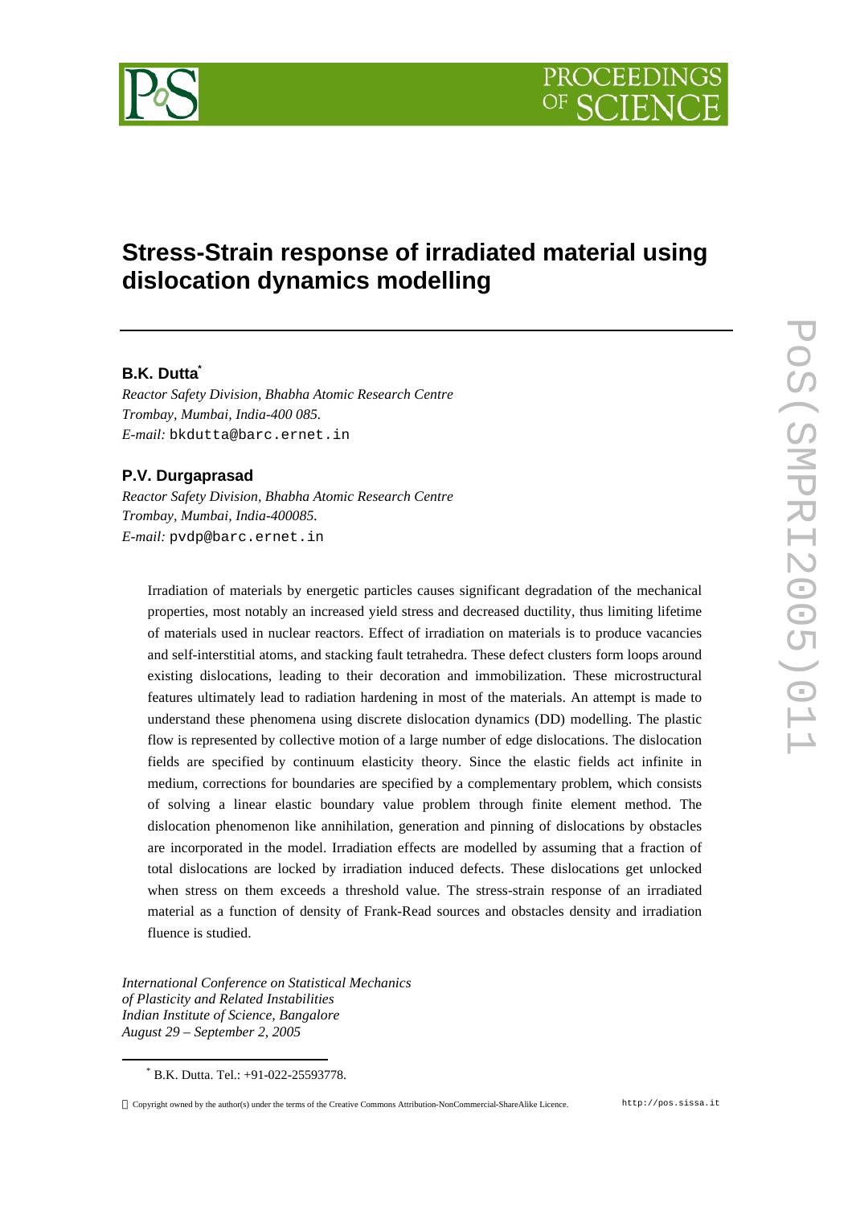# Stress-Strain response of irradiated material using dislocation dynamics modelling

**B.K. Dutta**[*]

*Reactor Safety Division, Bhabha Atomic Research Centre*
*Trombay, Mumbai, India-400 085.*
*E-mail:* bkdutta@barc.ernet.in

**P.V. Durgaprasad**

*Reactor Safety Division, Bhabha Atomic Research Centre*
*Trombay, Mumbai, India-400085.*
*E-mail:* pvdp@barc.ernet.in

Irradiation of materials by energetic particles causes significant degradation of the mechanical properties, most notably an increased yield stress and decreased ductility, thus limiting lifetime of materials used in nuclear reactors. Effect of irradiation on materials is to produce vacancies and self-interstitial atoms, and stacking fault tetrahedra. These defect clusters form loops around existing dislocations, leading to their decoration and immobilization. These microstructural features ultimately lead to radiation hardening in most of the materials. An attempt is made to understand these phenomena using discrete dislocation dynamics (DD) modelling. The plastic flow is represented by collective motion of a large number of edge dislocations. The dislocation fields are specified by continuum elasticity theory. Since the elastic fields act infinite in medium, corrections for boundaries are specified by a complementary problem, which consists of solving a linear elastic boundary value problem through finite element method. The dislocation phenomenon like annihilation, generation and pinning of dislocations by obstacles are incorporated in the model. Irradiation effects are modelled by assuming that a fraction of total dislocations are locked by irradiation induced defects. These dislocations get unlocked when stress on them exceeds a threshold value. The stress-strain response of an irradiated material as a function of density of Frank-Read sources and obstacles density and irradiation fluence is studied.

*International Conference on Statistical Mechanics of Plasticity and Related Instabilities*
*Indian Institute of Science, Bangalore*
*August 29 – September 2, 2005*

[*] B.K. Dutta. Tel.: +91-022-25593778.

Copyright owned by the author(s) under the terms of the Creative Commons Attribution-NonCommercial-ShareAlike Licence. http://pos.sissa.it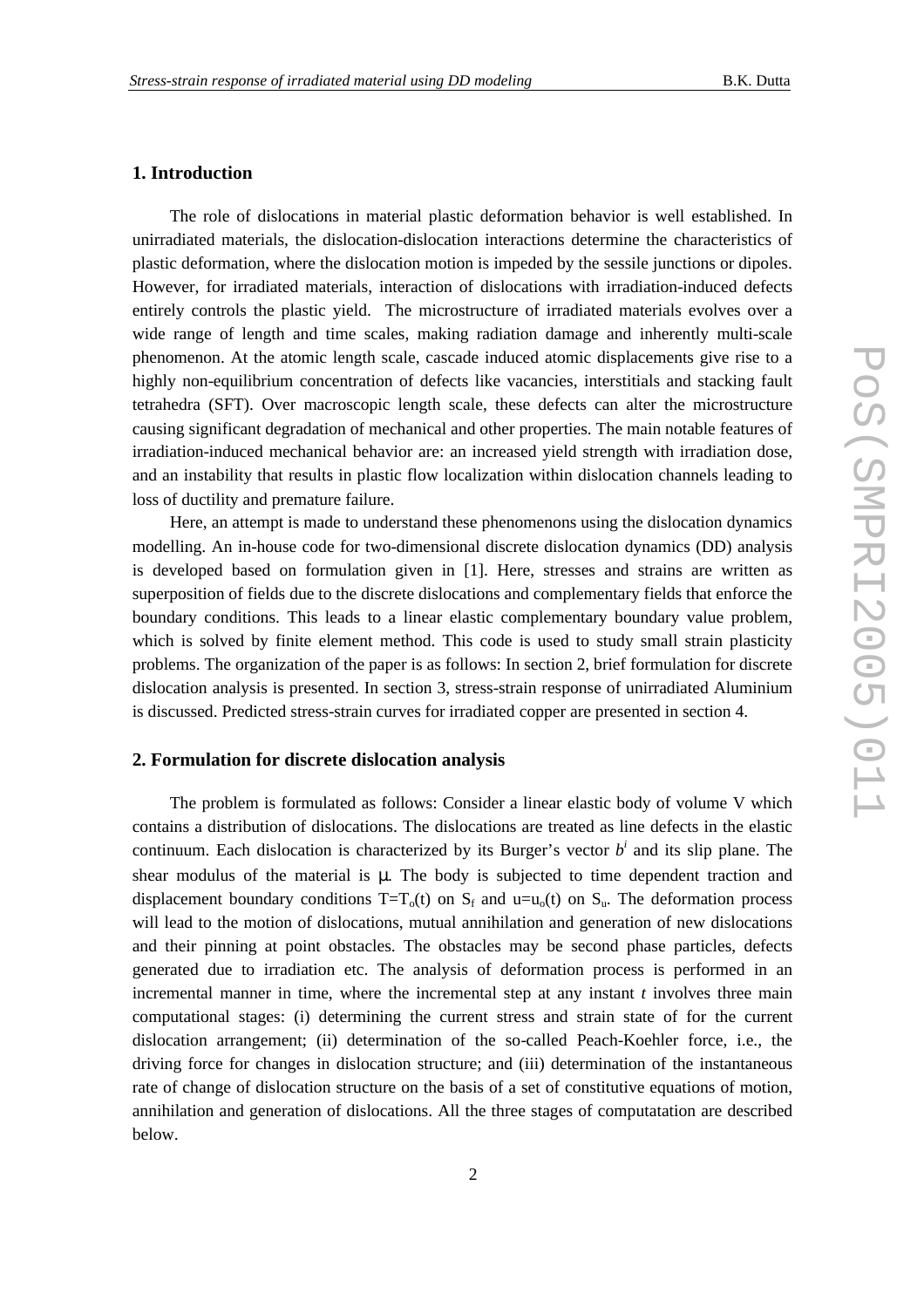## 1. Introduction

The role of dislocations in material plastic deformation behavior is well established. In unirradiated materials, the dislocation-dislocation interactions determine the characteristics of plastic deformation, where the dislocation motion is impeded by the sessile junctions or dipoles. However, for irradiated materials, interaction of dislocations with irradiation-induced defects entirely controls the plastic yield. The microstructure of irradiated materials evolves over a wide range of length and time scales, making radiation damage and inherently multi-scale phenomenon. At the atomic length scale, cascade induced atomic displacements give rise to a highly non-equilibrium concentration of defects like vacancies, interstitials and stacking fault tetrahedra (SFT). Over macroscopic length scale, these defects can alter the microstructure causing significant degradation of mechanical and other properties. The main notable features of irradiation-induced mechanical behavior are: an increased yield strength with irradiation dose, and an instability that results in plastic flow localization within dislocation channels leading to loss of ductility and premature failure.

Here, an attempt is made to understand these phenomenons using the dislocation dynamics modelling. An in-house code for two-dimensional discrete dislocation dynamics (DD) analysis is developed based on formulation given in [1]. Here, stresses and strains are written as superposition of fields due to the discrete dislocations and complementary fields that enforce the boundary conditions. This leads to a linear elastic complementary boundary value problem, which is solved by finite element method. This code is used to study small strain plasticity problems. The organization of the paper is as follows: In section 2, brief formulation for discrete dislocation analysis is presented. In section 3, stress-strain response of unirradiated Aluminium is discussed. Predicted stress-strain curves for irradiated copper are presented in section 4.

## 2. Formulation for discrete dislocation analysis

The problem is formulated as follows: Consider a linear elastic body of volume V which contains a distribution of dislocations. The dislocations are treated as line defects in the elastic continuum. Each dislocation is characterized by its Burger's vector $b^i$ and its slip plane. The shear modulus of the material is $\mu$. The body is subjected to time dependent traction and displacement boundary conditions $T=T_o(t)$ on $S_f$ and $u=u_o(t)$ on $S_u$. The deformation process will lead to the motion of dislocations, mutual annihilation and generation of new dislocations and their pinning at point obstacles. The obstacles may be second phase particles, defects generated due to irradiation etc. The analysis of deformation process is performed in an incremental manner in time, where the incremental step at any instant $t$ involves three main computational stages: (i) determining the current stress and strain state of for the current dislocation arrangement; (ii) determination of the so-called Peach-Koehler force, i.e., the driving force for changes in dislocation structure; and (iii) determination of the instantaneous rate of change of dislocation structure on the basis of a set of constitutive equations of motion, annihilation and generation of dislocations. All the three stages of computatation are described below.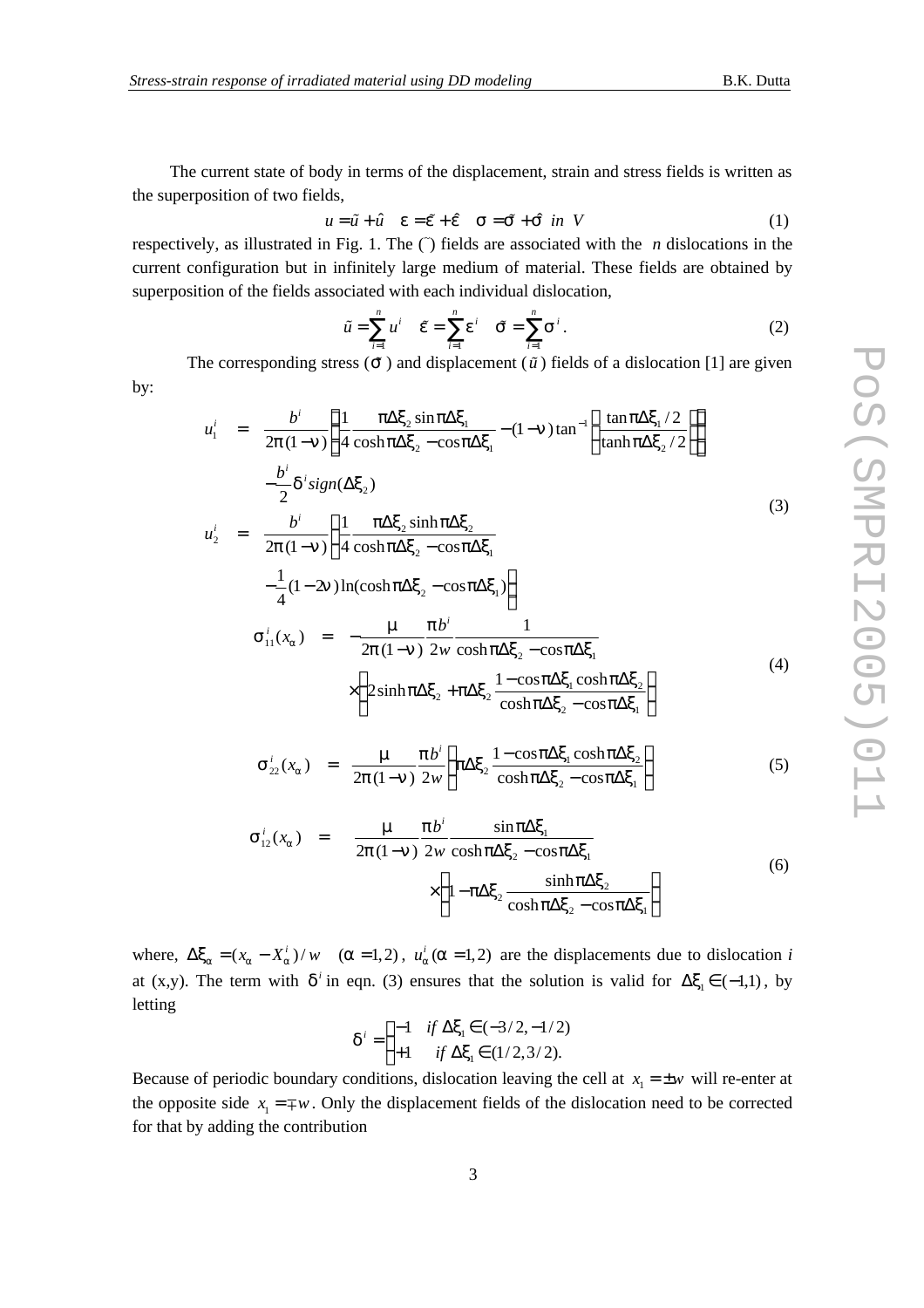The current state of body in terms of the displacement, strain and stress fields is written as the superposition of two fields,

$$u = \tilde{u} + \hat{u} \quad \varepsilon = \tilde{\varepsilon} + \hat{\varepsilon} \quad \sigma = \tilde{\sigma} + \hat{\sigma} \quad in \ V \tag{1}$$

respectively, as illustrated in Fig. 1. The ($\tilde{\ }$) fields are associated with the $n$ dislocations in the current configuration but in infinitely large medium of material. These fields are obtained by superposition of the fields associated with each individual dislocation,

$$\tilde{u} = \sum_{i=1}^{n} u^i \quad \tilde{\varepsilon} = \sum_{i=1}^{n} \varepsilon^i \quad \tilde{\sigma} = \sum_{i=1}^{n} \sigma^i . \tag{2}$$

The corresponding stress ($\sigma$) and displacement ($\tilde{u}$) fields of a dislocation [1] are given by:

$$\begin{aligned}
u_1^i &= \frac{b^i}{2\pi(1-\nu)}\left[\frac{1}{4}\frac{\pi\Delta\xi_2 \sin\pi\Delta\xi_1}{\cosh\pi\Delta\xi_2 - \cos\pi\Delta\xi_1} - (1-\nu)\tan^{-1}\left(\frac{\tan\pi\Delta\xi_1/2}{\tanh\pi\Delta\xi_2/2}\right)\right] \\
&\quad -\frac{b^i}{2}\delta^i sign(\Delta\xi_2) \\
u_2^i &= \frac{b^i}{2\pi(1-\nu)}\left[\frac{1}{4}\frac{\pi\Delta\xi_2 \sinh\pi\Delta\xi_2}{\cosh\pi\Delta\xi_2 - \cos\pi\Delta\xi_1}\right. \\
&\quad \left. -\frac{1}{4}(1-2\nu)\ln(\cosh\pi\Delta\xi_2 - \cos\pi\Delta\xi_1)\right]
\end{aligned} \tag{3}$$

$$\begin{aligned}
\sigma_{11}^i(x_\alpha) &= -\frac{\mu}{2\pi(1-\nu)}\frac{\pi b^i}{2w}\frac{1}{\cosh\pi\Delta\xi_2 - \cos\pi\Delta\xi_1} \\
&\quad \times\left[2\sinh\pi\Delta\xi_2 + \pi\Delta\xi_2\frac{1-\cos\pi\Delta\xi_1\cosh\pi\Delta\xi_2}{\cosh\pi\Delta\xi_2 - \cos\pi\Delta\xi_1}\right]
\end{aligned} \tag{4}$$

$$\sigma_{22}^i(x_\alpha) = \frac{\mu}{2\pi(1-\nu)}\frac{\pi b^i}{2w}\left[\pi\Delta\xi_2\frac{1-\cos\pi\Delta\xi_1\cosh\pi\Delta\xi_2}{\cosh\pi\Delta\xi_2 - \cos\pi\Delta\xi_1}\right] \tag{5}$$

$$\begin{aligned}
\sigma_{12}^i(x_\alpha) &= \frac{\mu}{2\pi(1-\nu)}\frac{\pi b^i}{2w}\frac{\sin\pi\Delta\xi_1}{\cosh\pi\Delta\xi_2 - \cos\pi\Delta\xi_1} \\
&\quad \times\left[1 - \pi\Delta\xi_2\frac{\sinh\pi\Delta\xi_2}{\cosh\pi\Delta\xi_2 - \cos\pi\Delta\xi_1}\right]
\end{aligned} \tag{6}$$

where, $\Delta\xi_\alpha = (x_\alpha - X_\alpha^i)/w \quad (\alpha = 1,2)$, $u_\alpha^i\ (\alpha = 1,2)$ are the displacements due to dislocation $i$ at (x,y). The term with $\delta^i$ in eqn. (3) ensures that the solution is valid for $\Delta\xi_1 \in (-1,1)$, by letting

$$\delta^i = \begin{cases} -1 & if \ \Delta\xi_1 \in (-3/2, -1/2) \\ +1 & if \ \Delta\xi_1 \in (1/2, 3/2). \end{cases}$$

Because of periodic boundary conditions, dislocation leaving the cell at $x_1 = \pm w$ will re-enter at the opposite side $x_1 = \mp w$. Only the displacement fields of the dislocation need to be corrected for that by adding the contribution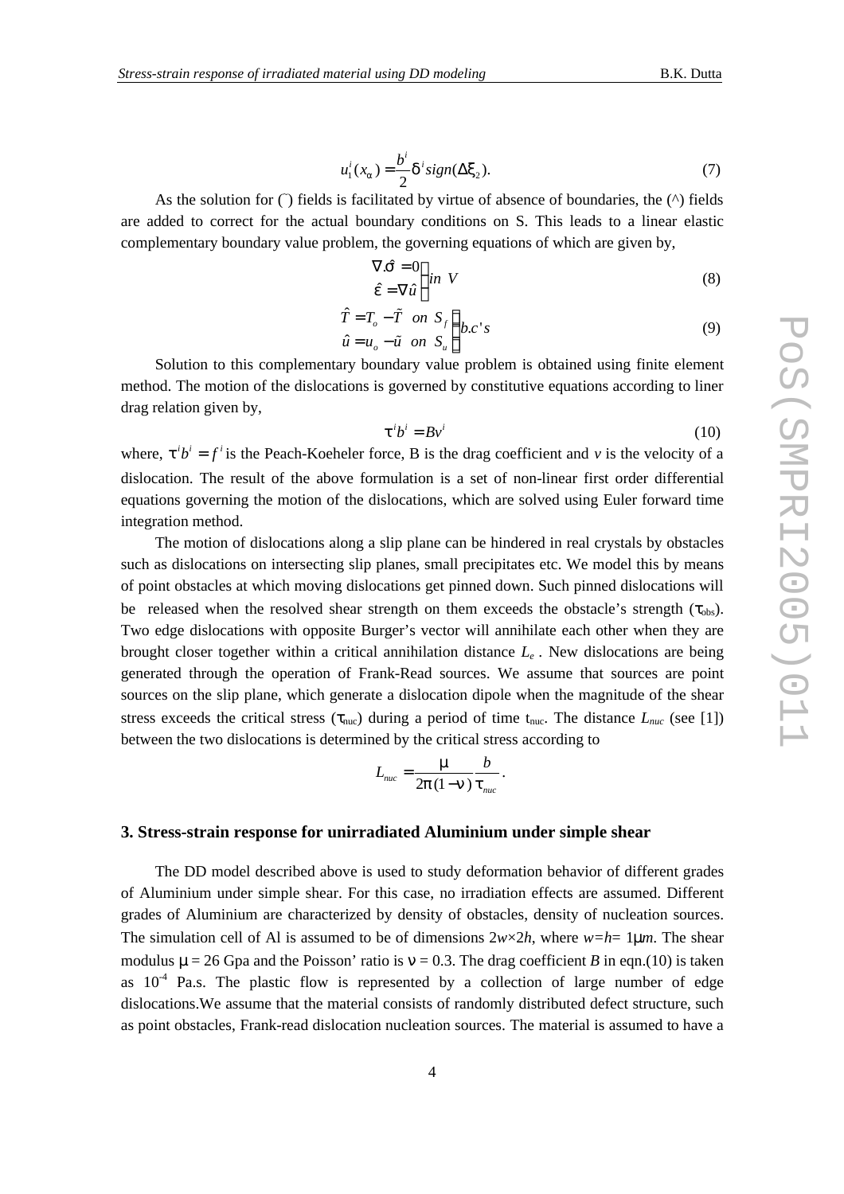$$u_1^i(x_\alpha) = \frac{b^i}{2}\delta^i sign(\Delta\xi_2). \tag{7}$$

As the solution for (˜) fields is facilitated by virtue of absence of boundaries, the (^) fields are added to correct for the actual boundary conditions on S. This leads to a linear elastic complementary boundary value problem, the governing equations of which are given by,

$$\left.\begin{array}{l}\nabla.\hat{\sigma} = 0 \\ \hat{\varepsilon} = \nabla\hat{u}\end{array}\right\} in\ V \tag{8}$$

$$\left.\begin{array}{l}\hat{T} = T_o - \tilde{T} \quad on\ S_f \\ \hat{u} = u_o - \tilde{u} \quad on\ S_u\end{array}\right\} b.c's \tag{9}$$

Solution to this complementary boundary value problem is obtained using finite element method. The motion of the dislocations is governed by constitutive equations according to liner drag relation given by,

$$\tau^i b^i = Bv^i \tag{10}$$

where, $\tau^i b^i = f^i$ is the Peach-Koeheler force, B is the drag coefficient and *v* is the velocity of a dislocation. The result of the above formulation is a set of non-linear first order differential equations governing the motion of the dislocations, which are solved using Euler forward time integration method.

The motion of dislocations along a slip plane can be hindered in real crystals by obstacles such as dislocations on intersecting slip planes, small precipitates etc. We model this by means of point obstacles at which moving dislocations get pinned down. Such pinned dislocations will be released when the resolved shear strength on them exceeds the obstacle's strength ($\tau_{obs}$). Two edge dislocations with opposite Burger's vector will annihilate each other when they are brought closer together within a critical annihilation distance $L_e$. New dislocations are being generated through the operation of Frank-Read sources. We assume that sources are point sources on the slip plane, which generate a dislocation dipole when the magnitude of the shear stress exceeds the critical stress ($\tau_{nuc}$) during a period of time $t_{nuc}$. The distance $L_{nuc}$ (see [1]) between the two dislocations is determined by the critical stress according to

$$L_{nuc} = \frac{\mu}{2\pi(1-\nu)}\frac{b}{\tau_{nuc}}.$$

### 3. Stress-strain response for unirradiated Aluminium under simple shear

The DD model described above is used to study deformation behavior of different grades of Aluminium under simple shear. For this case, no irradiation effects are assumed. Different grades of Aluminium are characterized by density of obstacles, density of nucleation sources. The simulation cell of Al is assumed to be of dimensions $2w\times2h$, where $w=h=1\mu m$. The shear modulus $\mu = 26$ Gpa and the Poisson' ratio is $\nu = 0.3$. The drag coefficient *B* in eqn.(10) is taken as $10^{-4}$ Pa.s. The plastic flow is represented by a collection of large number of edge dislocations.We assume that the material consists of randomly distributed defect structure, such as point obstacles, Frank-read dislocation nucleation sources. The material is assumed to have a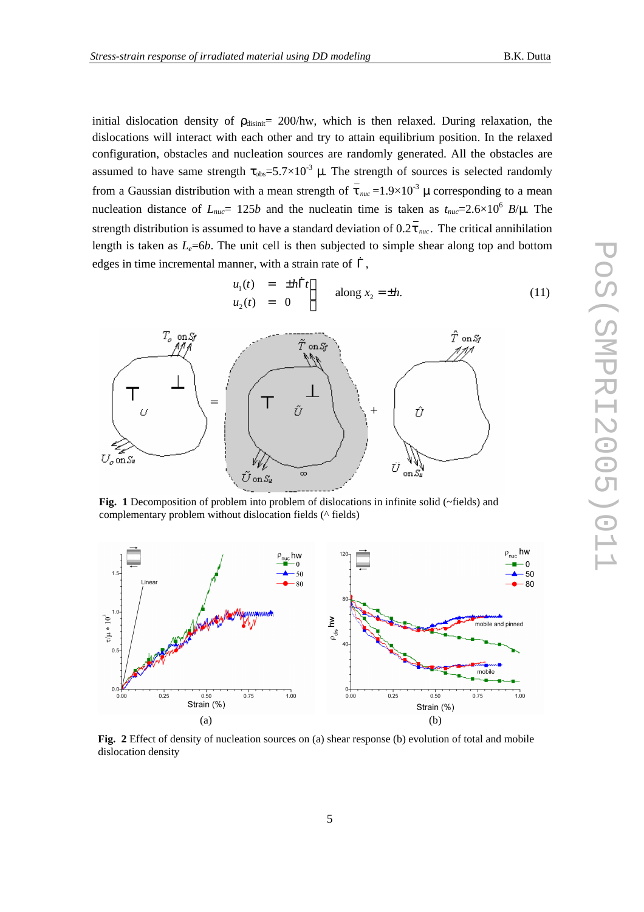initial dislocation density of $\rho_{disinit}$= 200/hw, which is then relaxed. During relaxation, the dislocations will interact with each other and try to attain equilibrium position. In the relaxed configuration, obstacles and nucleation sources are randomly generated. All the obstacles are assumed to have same strength $\tau_{obs}$=5.7×10$^{-3}$ μ. The strength of sources is selected randomly from a Gaussian distribution with a mean strength of $\bar{\tau}_{nuc}$ =1.9×10$^{-3}$ μ corresponding to a mean nucleation distance of $L_{nuc}$= 125$b$ and the nucleatin time is taken as $t_{nuc}$=2.6×10$^{6}$ $B$/μ. The strength distribution is assumed to have a standard deviation of 0.2$\bar{\tau}_{nuc}$. The critical annihilation length is taken as $L_e$=6$b$. The unit cell is then subjected to simple shear along top and bottom edges in time incremental manner, with a strain rate of $\dot{\Gamma}$,

$$\left.\begin{array}{lcl} u_1(t) & = & \pm h\dot{\Gamma}t \\ u_2(t) & = & 0 \end{array}\right\} \quad \text{along } x_2 = \pm h. \tag{11}$$

**Fig. 1** Decomposition of problem into problem of dislocations in infinite solid (~fields) and complementary problem without dislocation fields (^ fields)

**Fig. 2** Effect of density of nucleation sources on (a) shear response (b) evolution of total and mobile dislocation density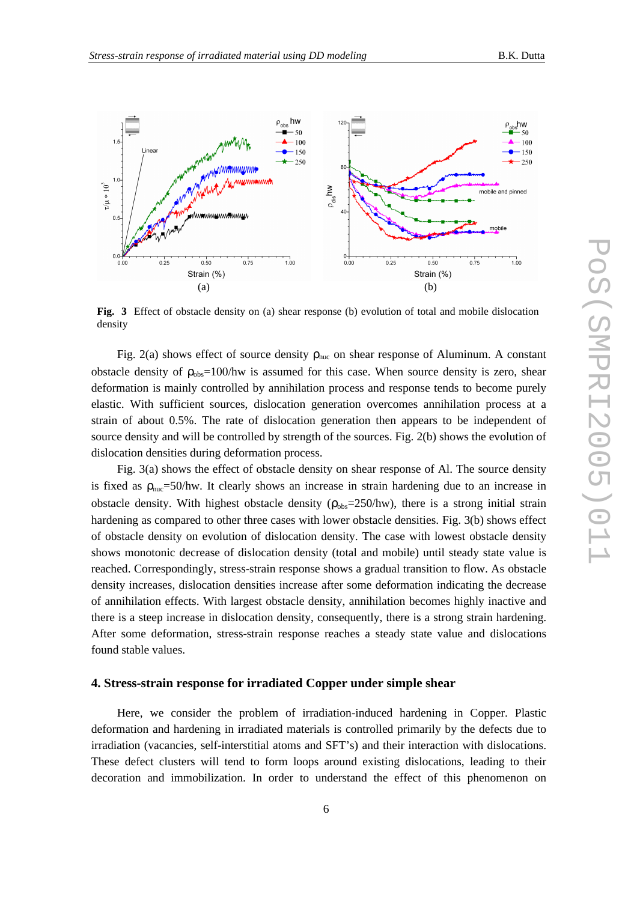**Fig. 3** Effect of obstacle density on (a) shear response (b) evolution of total and mobile dislocation density

Fig. 2(a) shows effect of source density $\rho_{nuc}$ on shear response of Aluminum. A constant obstacle density of $\rho_{obs}$=100/hw is assumed for this case. When source density is zero, shear deformation is mainly controlled by annihilation process and response tends to become purely elastic. With sufficient sources, dislocation generation overcomes annihilation process at a strain of about 0.5%. The rate of dislocation generation then appears to be independent of source density and will be controlled by strength of the sources. Fig. 2(b) shows the evolution of dislocation densities during deformation process.

Fig. 3(a) shows the effect of obstacle density on shear response of Al. The source density is fixed as $\rho_{nuc}$=50/hw. It clearly shows an increase in strain hardening due to an increase in obstacle density. With highest obstacle density ($\rho_{obs}$=250/hw), there is a strong initial strain hardening as compared to other three cases with lower obstacle densities. Fig. 3(b) shows effect of obstacle density on evolution of dislocation density. The case with lowest obstacle density shows monotonic decrease of dislocation density (total and mobile) until steady state value is reached. Correspondingly, stress-strain response shows a gradual transition to flow. As obstacle density increases, dislocation densities increase after some deformation indicating the decrease of annihilation effects. With largest obstacle density, annihilation becomes highly inactive and there is a steep increase in dislocation density, consequently, there is a strong strain hardening. After some deformation, stress-strain response reaches a steady state value and dislocations found stable values.

## 4. Stress-strain response for irradiated Copper under simple shear

Here, we consider the problem of irradiation-induced hardening in Copper. Plastic deformation and hardening in irradiated materials is controlled primarily by the defects due to irradiation (vacancies, self-interstitial atoms and SFT's) and their interaction with dislocations. These defect clusters will tend to form loops around existing dislocations, leading to their decoration and immobilization. In order to understand the effect of this phenomenon on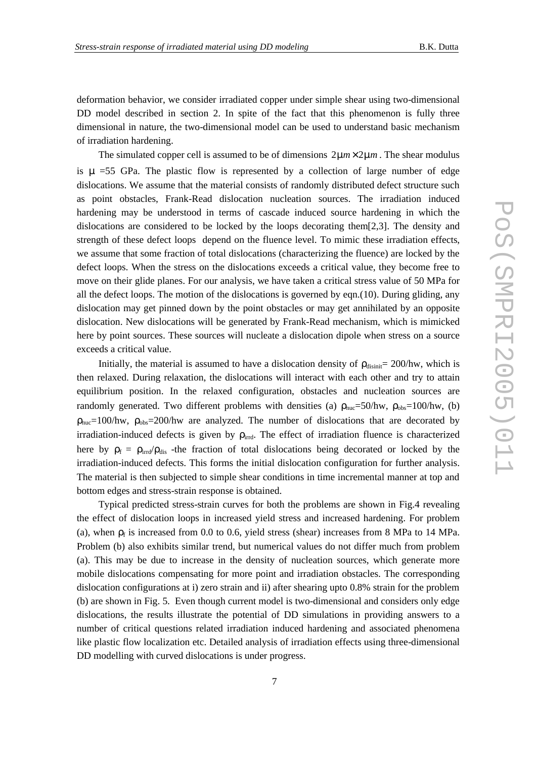deformation behavior, we consider irradiated copper under simple shear using two-dimensional DD model described in section 2. In spite of the fact that this phenomenon is fully three dimensional in nature, the two-dimensional model can be used to understand basic mechanism of irradiation hardening.

The simulated copper cell is assumed to be of dimensions $2\mu m \times 2\mu m$. The shear modulus is $\mu$ =55 GPa. The plastic flow is represented by a collection of large number of edge dislocations. We assume that the material consists of randomly distributed defect structure such as point obstacles, Frank-Read dislocation nucleation sources. The irradiation induced hardening may be understood in terms of cascade induced source hardening in which the dislocations are considered to be locked by the loops decorating them[2,3]. The density and strength of these defect loops depend on the fluence level. To mimic these irradiation effects, we assume that some fraction of total dislocations (characterizing the fluence) are locked by the defect loops. When the stress on the dislocations exceeds a critical value, they become free to move on their glide planes. For our analysis, we have taken a critical stress value of 50 MPa for all the defect loops. The motion of the dislocations is governed by eqn.(10). During gliding, any dislocation may get pinned down by the point obstacles or may get annihilated by an opposite dislocation. New dislocations will be generated by Frank-Read mechanism, which is mimicked here by point sources. These sources will nucleate a dislocation dipole when stress on a source exceeds a critical value.

Initially, the material is assumed to have a dislocation density of $\rho_{disinit}$= 200/hw, which is then relaxed. During relaxation, the dislocations will interact with each other and try to attain equilibrium position. In the relaxed configuration, obstacles and nucleation sources are randomly generated. Two different problems with densities (a) $\rho_{nuc}$=50/hw, $\rho_{obs}$=100/hw, (b) $\rho_{nuc}$=100/hw, $\rho_{obs}$=200/hw are analyzed. The number of dislocations that are decorated by irradiation-induced defects is given by $\rho_{irrd}$. The effect of irradiation fluence is characterized here by $\rho_f = \rho_{irrd}/\rho_{dis}$ -the fraction of total dislocations being decorated or locked by the irradiation-induced defects. This forms the initial dislocation configuration for further analysis. The material is then subjected to simple shear conditions in time incremental manner at top and bottom edges and stress-strain response is obtained.

Typical predicted stress-strain curves for both the problems are shown in Fig.4 revealing the effect of dislocation loops in increased yield stress and increased hardening. For problem (a), when $\rho_f$ is increased from 0.0 to 0.6, yield stress (shear) increases from 8 MPa to 14 MPa. Problem (b) also exhibits similar trend, but numerical values do not differ much from problem (a). This may be due to increase in the density of nucleation sources, which generate more mobile dislocations compensating for more point and irradiation obstacles. The corresponding dislocation configurations at i) zero strain and ii) after shearing upto 0.8% strain for the problem (b) are shown in Fig. 5. Even though current model is two-dimensional and considers only edge dislocations, the results illustrate the potential of DD simulations in providing answers to a number of critical questions related irradiation induced hardening and associated phenomena like plastic flow localization etc. Detailed analysis of irradiation effects using three-dimensional DD modelling with curved dislocations is under progress.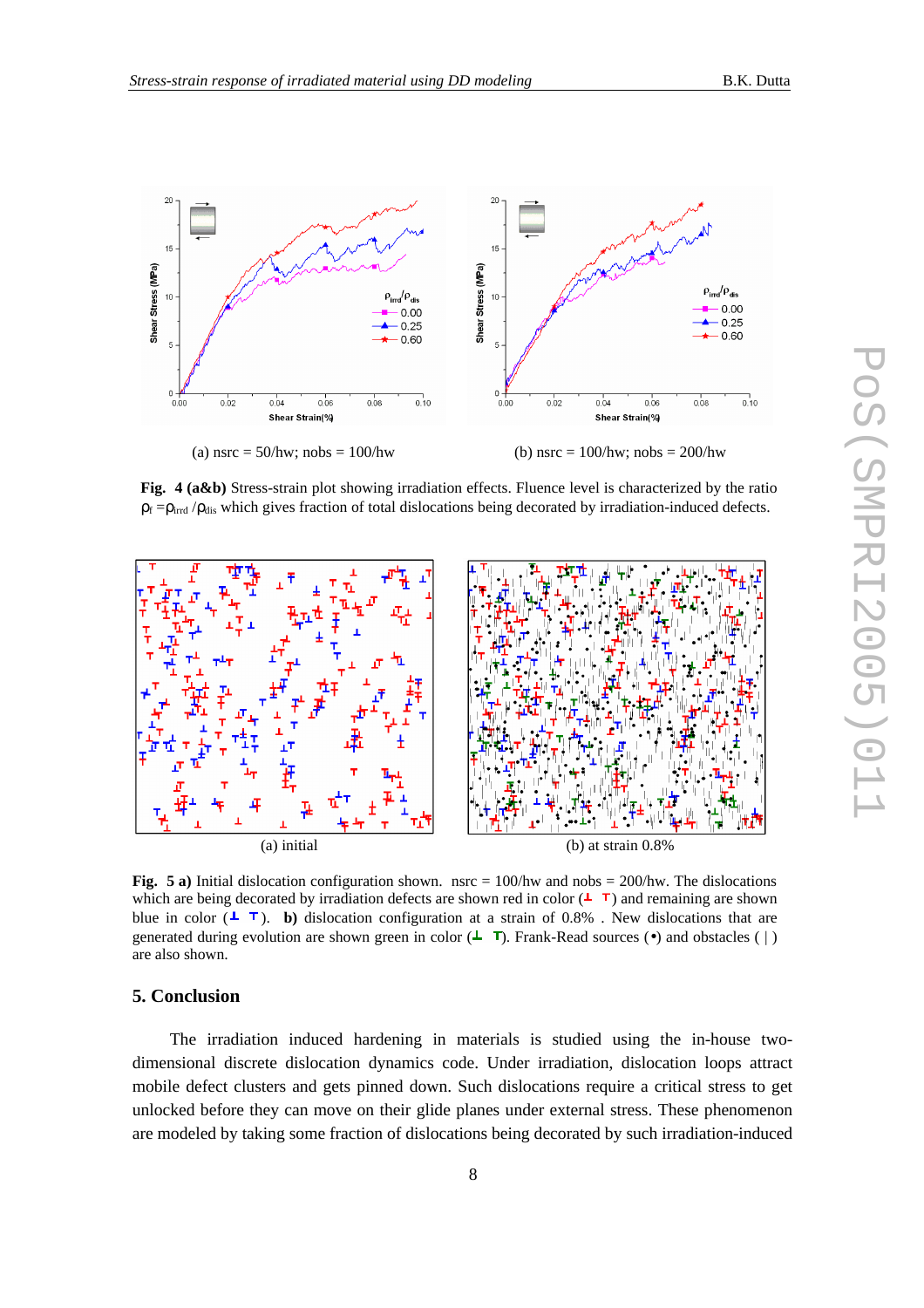(a) nsrc = 50/hw; nobs = 100/hw

(b) nsrc = 100/hw; nobs = 200/hw

**Fig. 4 (a&b)** Stress-strain plot showing irradiation effects. Fluence level is characterized by the ratio $\rho_f = \rho_{irrd} / \rho_{dis}$ which gives fraction of total dislocations being decorated by irradiation-induced defects.

(a) initial

(b) at strain 0.8%

**Fig. 5 a)** Initial dislocation configuration shown. nsrc = 100/hw and nobs = 200/hw. The dislocations which are being decorated by irradiation defects are shown red in color (┴ ┬) and remaining are shown blue in color (┴ ┬). **b)** dislocation configuration at a strain of 0.8% . New dislocations that are generated during evolution are shown green in color (┴ ┬). Frank-Read sources (•) and obstacles ( | ) are also shown.

## 5. Conclusion

The irradiation induced hardening in materials is studied using the in-house two-dimensional discrete dislocation dynamics code. Under irradiation, dislocation loops attract mobile defect clusters and gets pinned down. Such dislocations require a critical stress to get unlocked before they can move on their glide planes under external stress. These phenomenon are modeled by taking some fraction of dislocations being decorated by such irradiation-induced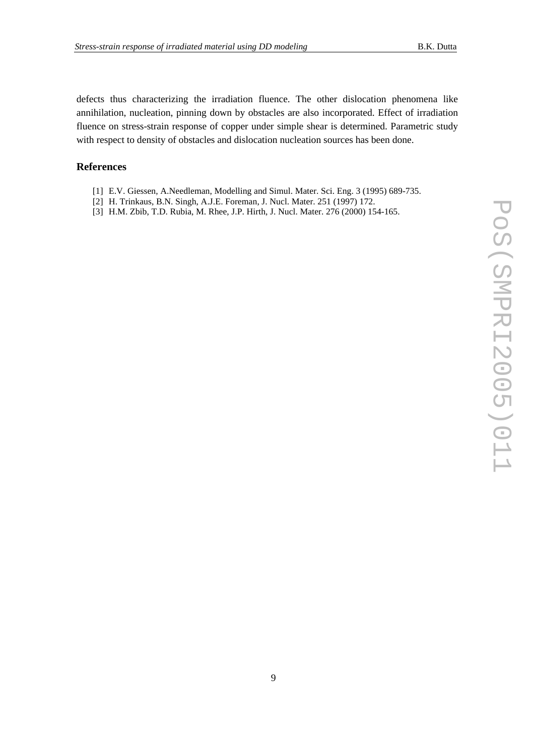defects thus characterizing the irradiation fluence. The other dislocation phenomena like annihilation, nucleation, pinning down by obstacles are also incorporated. Effect of irradiation fluence on stress-strain response of copper under simple shear is determined. Parametric study with respect to density of obstacles and dislocation nucleation sources has been done.

## References

[1] E.V. Giessen, A.Needleman, Modelling and Simul. Mater. Sci. Eng. 3 (1995) 689-735.
[2] H. Trinkaus, B.N. Singh, A.J.E. Foreman, J. Nucl. Mater. 251 (1997) 172.
[3] H.M. Zbib, T.D. Rubia, M. Rhee, J.P. Hirth, J. Nucl. Mater. 276 (2000) 154-165.